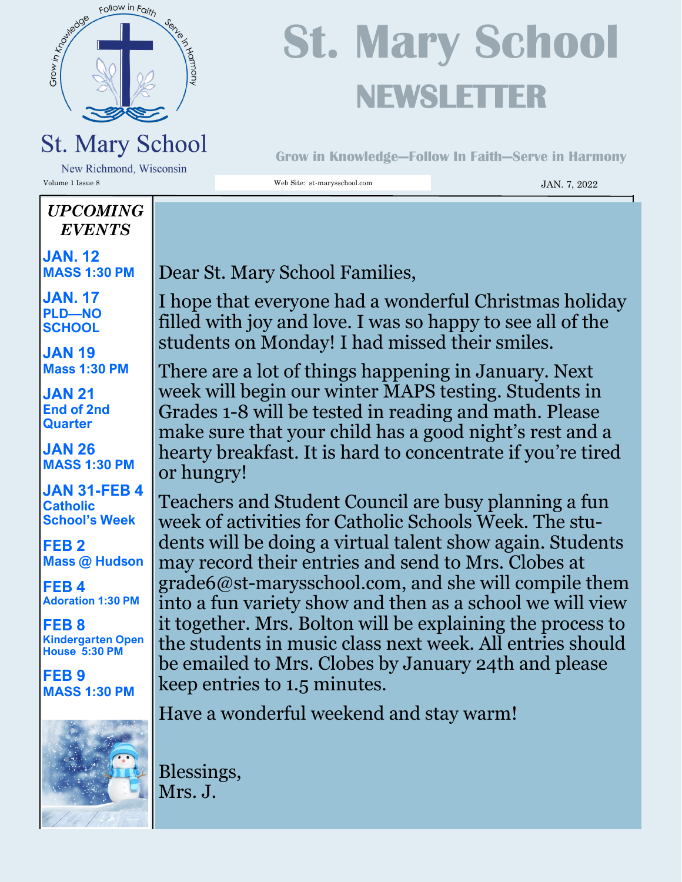# St. Mary School NEWSLETTER

St. Mary School

New Richmond, Wisconsin

**Grow in Knowledge—Follow In Faith—Serve in Harmony**

Volume 1 Issue 8

Web Site: st-marysschool.com

JAN. 7, 2022

## *UPCOMING EVENTS*

**JAN. 12**
**MASS 1:30 PM**

**JAN. 17**
**PLD—NO SCHOOL**

**JAN 19**
**Mass 1:30 PM**

**JAN 21**
**End of 2nd Quarter**

**JAN 26**
**MASS 1:30 PM**

**JAN 31-FEB 4**
**Catholic School's Week**

**FEB 2**
**Mass @ Hudson**

**FEB 4**
**Adoration 1:30 PM**

**FEB 8**
**Kindergarten Open House 5:30 PM**

**FEB 9**
**MASS 1:30 PM**

Dear St. Mary School Families,

I hope that everyone had a wonderful Christmas holiday filled with joy and love. I was so happy to see all of the students on Monday! I had missed their smiles.

There are a lot of things happening in January. Next week will begin our winter MAPS testing. Students in Grades 1-8 will be tested in reading and math. Please make sure that your child has a good night's rest and a hearty breakfast. It is hard to concentrate if you're tired or hungry!

Teachers and Student Council are busy planning a fun week of activities for Catholic Schools Week. The students will be doing a virtual talent show again. Students may record their entries and send to Mrs. Clobes at grade6@st-marysschool.com, and she will compile them into a fun variety show and then as a school we will view it together. Mrs. Bolton will be explaining the process to the students in music class next week. All entries should be emailed to Mrs. Clobes by January 24th and please keep entries to 1.5 minutes.

Have a wonderful weekend and stay warm!

Blessings,
Mrs. J.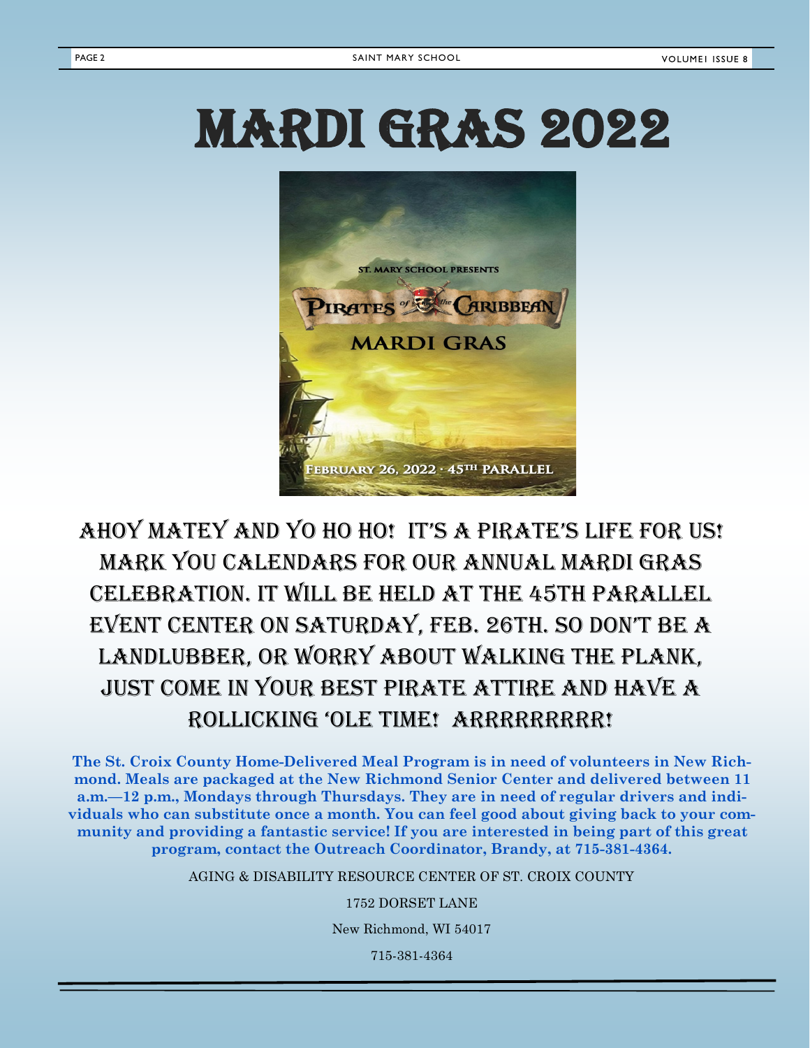# MARDI GRAS 2022

ST. MARY SCHOOL PRESENTS

PIRATES of the CARIBBEAN

MARDI GRAS

FEBRUARY 26, 2022 · 45TH PARALLEL

AHOY MATEY AND YO HO HO! IT'S A PIRATE'S LIFE FOR US! MARK YOU CALENDARS FOR OUR ANNUAL MARDI GRAS CELEBRATION. IT WILL BE HELD AT THE 45TH PARALLEL EVENT CENTER ON SATURDAY, FEB. 26TH. SO DON'T BE A LANDLUBBER, OR WORRY ABOUT WALKING THE PLANK, JUST COME IN YOUR BEST PIRATE ATTIRE AND HAVE A ROLLICKING 'OLE TIME! ARRRRRRRRR!

**The St. Croix County Home-Delivered Meal Program is in need of volunteers in New Richmond. Meals are packaged at the New Richmond Senior Center and delivered between 11 a.m.—12 p.m., Mondays through Thursdays. They are in need of regular drivers and individuals who can substitute once a month. You can feel good about giving back to your community and providing a fantastic service! If you are interested in being part of this great program, contact the Outreach Coordinator, Brandy, at 715-381-4364.**

AGING & DISABILITY RESOURCE CENTER OF ST. CROIX COUNTY

1752 DORSET LANE

New Richmond, WI 54017

715-381-4364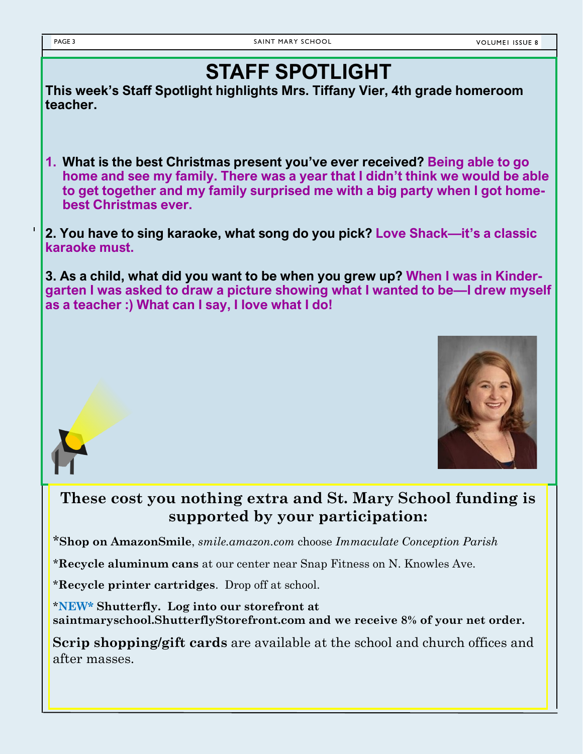# STAFF SPOTLIGHT

**This week's Staff Spotlight highlights Mrs. Tiffany Vier, 4th grade homeroom teacher.**

1. **What is the best Christmas present you've ever received?** **Being able to go home and see my family. There was a year that I didn't think we would be able to get together and my family surprised me with a big party when I got home- best Christmas ever.**

2. **You have to sing karaoke, what song do you pick?** **Love Shack—it's a classic karaoke must.**

3. **As a child, what did you want to be when you grew up?** **When I was in Kinder-garten I was asked to draw a picture showing what I wanted to be—I drew myself as a teacher :) What can I say, I love what I do!**

## These cost you nothing extra and St. Mary School funding is supported by your participation:

*__Shop on AmazonSmile__, *smile.amazon.com* choose *Immaculate Conception Parish*

***Recycle aluminum cans** at our center near Snap Fitness on N. Knowles Ave.

***Recycle printer cartridges**. Drop off at school.

***NEW* Shutterfly. Log into our storefront at saintmaryschool.ShutterflyStorefront.com and we receive 8% of your net order.**

**Scrip shopping/gift cards** are available at the school and church offices and after masses.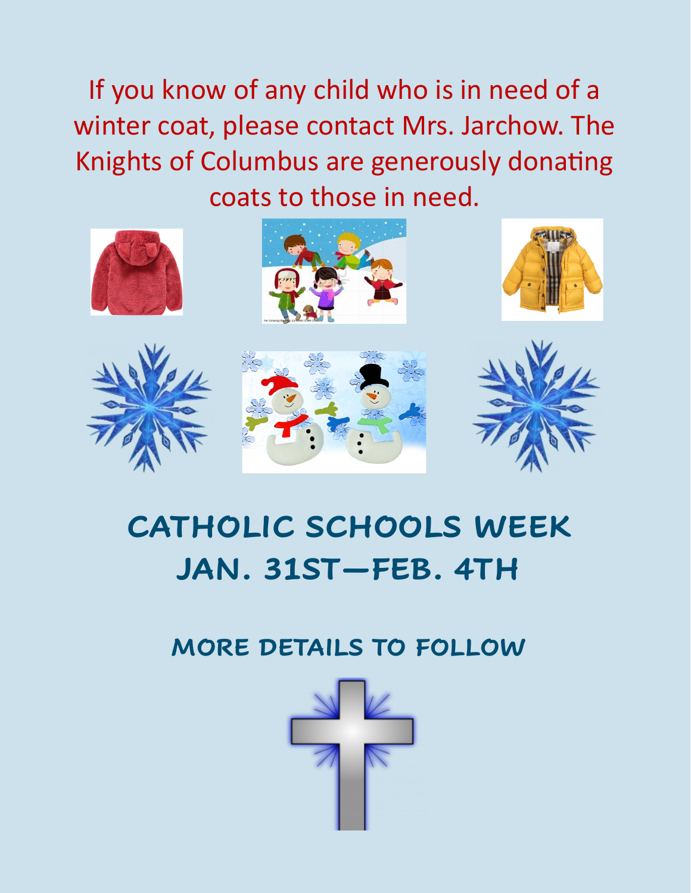If you know of any child who is in need of a winter coat, please contact Mrs. Jarchow. The Knights of Columbus are generously donating coats to those in need.

## CATHOLIC SCHOOLS WEEK
## JAN. 31ST—FEB. 4TH

### MORE DETAILS TO FOLLOW